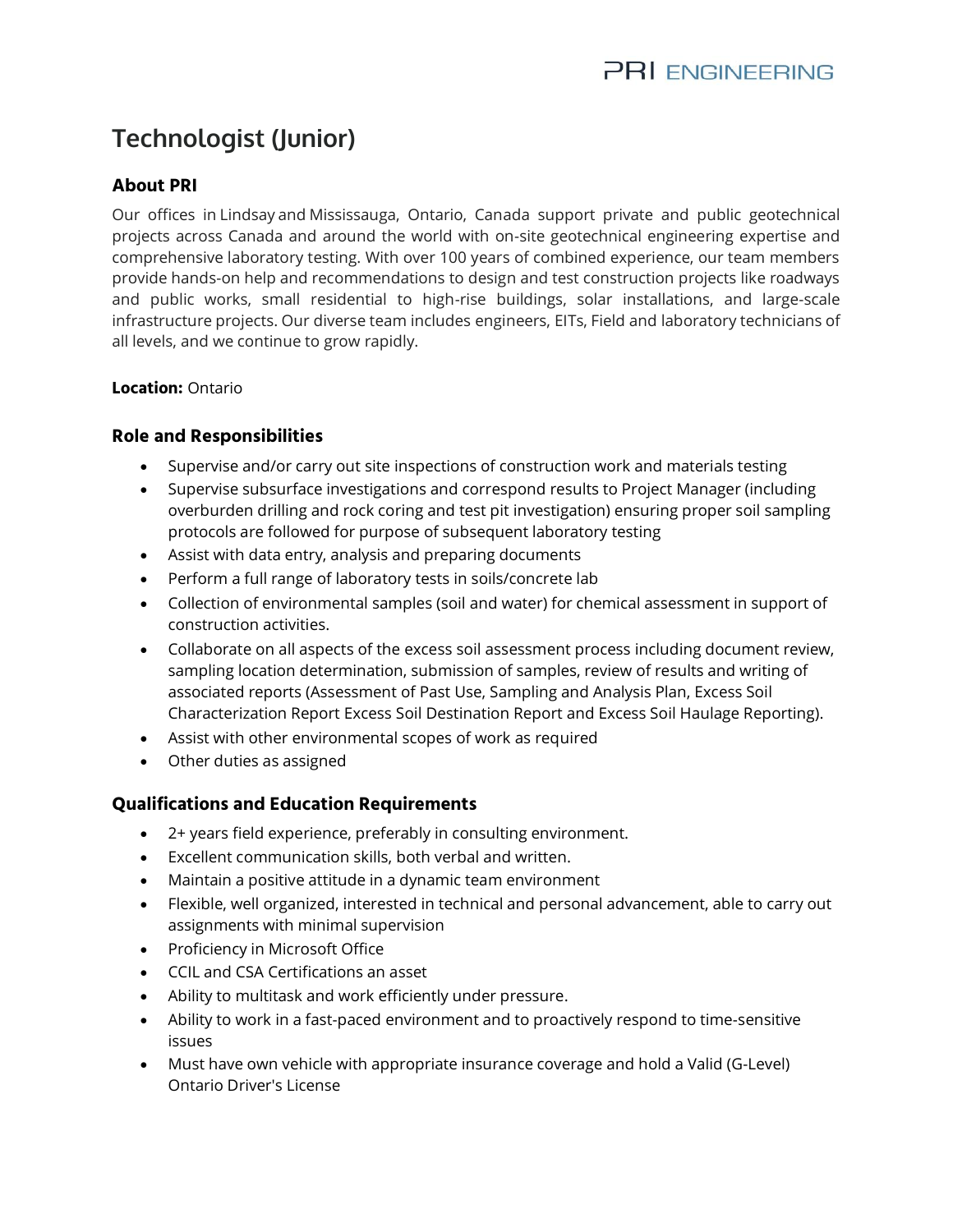PRI ENGINEERING

# Technologist (Junior)

## About PRI

Our offices in Lindsay and Mississauga, Ontario, Canada support private and public geotechnical projects across Canada and around the world with on-site geotechnical engineering expertise and comprehensive laboratory testing. With over 100 years of combined experience, our team members provide hands-on help and recommendations to design and test construction projects like roadways and public works, small residential to high-rise buildings, solar installations, and large-scale infrastructure projects. Our diverse team includes engineers, EITs, Field and laboratory technicians of all levels, and we continue to grow rapidly.

**Location:** Ontario

## Role and Responsibilities

- Supervise and/or carry out site inspections of construction work and materials testing
- Supervise subsurface investigations and correspond results to Project Manager (including overburden drilling and rock coring and test pit investigation) ensuring proper soil sampling protocols are followed for purpose of subsequent laboratory testing
- Assist with data entry, analysis and preparing documents
- Perform a full range of laboratory tests in soils/concrete lab
- Collection of environmental samples (soil and water) for chemical assessment in support of construction activities.
- Collaborate on all aspects of the excess soil assessment process including document review, sampling location determination, submission of samples, review of results and writing of associated reports (Assessment of Past Use, Sampling and Analysis Plan, Excess Soil Characterization Report Excess Soil Destination Report and Excess Soil Haulage Reporting).
- Assist with other environmental scopes of work as required
- Other duties as assigned

## Qualifications and Education Requirements

- 2+ years field experience, preferably in consulting environment.
- Excellent communication skills, both verbal and written.
- Maintain a positive attitude in a dynamic team environment
- Flexible, well organized, interested in technical and personal advancement, able to carry out assignments with minimal supervision
- Proficiency in Microsoft Office
- CCIL and CSA Certifications an asset
- Ability to multitask and work efficiently under pressure.
- Ability to work in a fast-paced environment and to proactively respond to time-sensitive issues
- Must have own vehicle with appropriate insurance coverage and hold a Valid (G-Level) Ontario Driver's License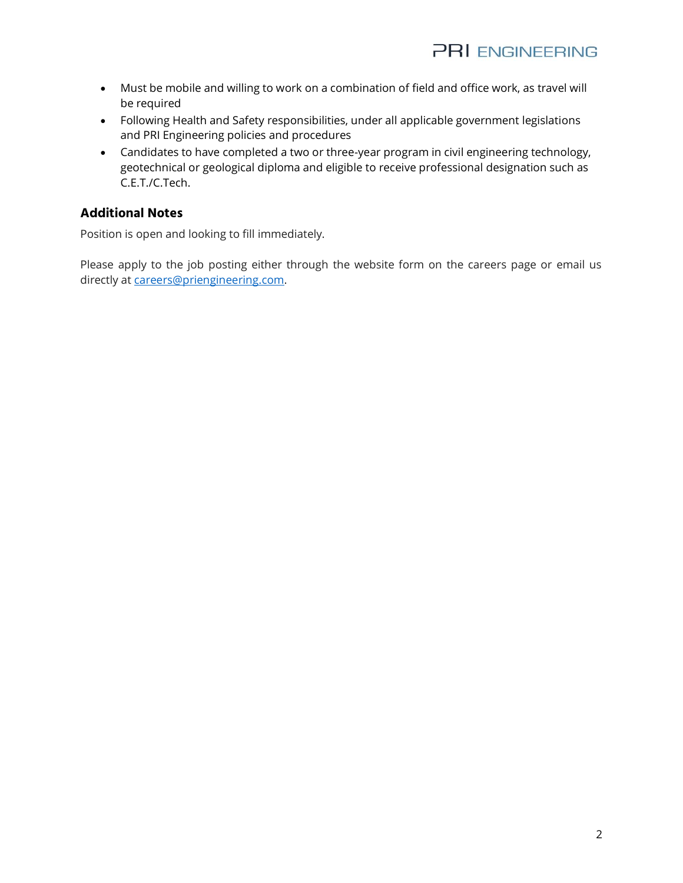- Must be mobile and willing to work on a combination of field and office work, as travel will be required
- Following Health and Safety responsibilities, under all applicable government legislations and PRI Engineering policies and procedures
- Candidates to have completed a two or three-year program in civil engineering technology, geotechnical or geological diploma and eligible to receive professional designation such as C.E.T./C.Tech.

### Additional Notes

Position is open and looking to fill immediately.

Please apply to the job posting either through the website form on the careers page or email us directly at careers@priengineering.com.